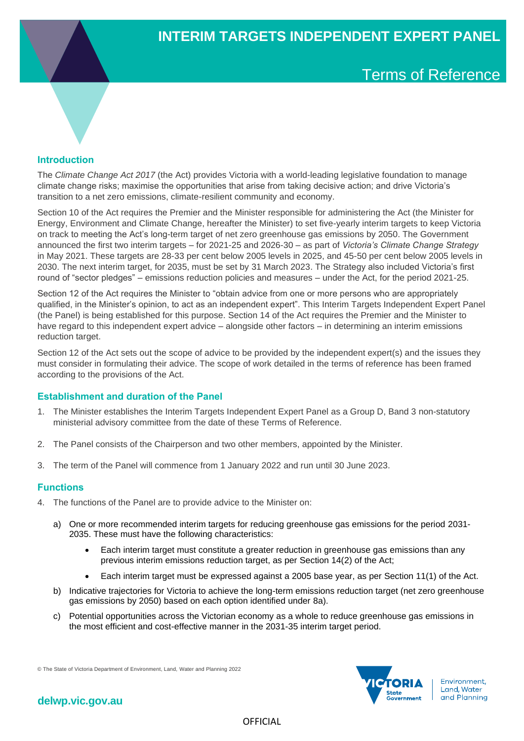# INTERIM TARGETS INDEPENDENT EXPERT PANEL

## Terms of Reference

### Introduction

The *Climate Change Act 2017* (the Act) provides Victoria with a world-leading legislative foundation to manage climate change risks; maximise the opportunities that arise from taking decisive action; and drive Victoria's transition to a net zero emissions, climate-resilient community and economy.

Section 10 of the Act requires the Premier and the Minister responsible for administering the Act (the Minister for Energy, Environment and Climate Change, hereafter the Minister) to set five-yearly interim targets to keep Victoria on track to meeting the Act's long-term target of net zero greenhouse gas emissions by 2050. The Government announced the first two interim targets – for 2021-25 and 2026-30 – as part of *Victoria's Climate Change Strategy* in May 2021. These targets are 28-33 per cent below 2005 levels in 2025, and 45-50 per cent below 2005 levels in 2030. The next interim target, for 2035, must be set by 31 March 2023. The Strategy also included Victoria's first round of "sector pledges" – emissions reduction policies and measures – under the Act, for the period 2021-25.

Section 12 of the Act requires the Minister to "obtain advice from one or more persons who are appropriately qualified, in the Minister's opinion, to act as an independent expert". This Interim Targets Independent Expert Panel (the Panel) is being established for this purpose. Section 14 of the Act requires the Premier and the Minister to have regard to this independent expert advice – alongside other factors – in determining an interim emissions reduction target.

Section 12 of the Act sets out the scope of advice to be provided by the independent expert(s) and the issues they must consider in formulating their advice. The scope of work detailed in the terms of reference has been framed according to the provisions of the Act.

### Establishment and duration of the Panel

1. The Minister establishes the Interim Targets Independent Expert Panel as a Group D, Band 3 non-statutory ministerial advisory committee from the date of these Terms of Reference.

2. The Panel consists of the Chairperson and two other members, appointed by the Minister.

3. The term of the Panel will commence from 1 January 2022 and run until 30 June 2023.

### Functions

4. The functions of the Panel are to provide advice to the Minister on:

   a) One or more recommended interim targets for reducing greenhouse gas emissions for the period 2031-2035. These must have the following characteristics:

      - Each interim target must constitute a greater reduction in greenhouse gas emissions than any previous interim emissions reduction target, as per Section 14(2) of the Act;
      - Each interim target must be expressed against a 2005 base year, as per Section 11(1) of the Act.

   b) Indicative trajectories for Victoria to achieve the long-term emissions reduction target (net zero greenhouse gas emissions by 2050) based on each option identified under 8a).

   c) Potential opportunities across the Victorian economy as a whole to reduce greenhouse gas emissions in the most efficient and cost-effective manner in the 2031-35 interim target period.

© The State of Victoria Department of Environment, Land, Water and Planning 2022

delwp.vic.gov.au

OFFICIAL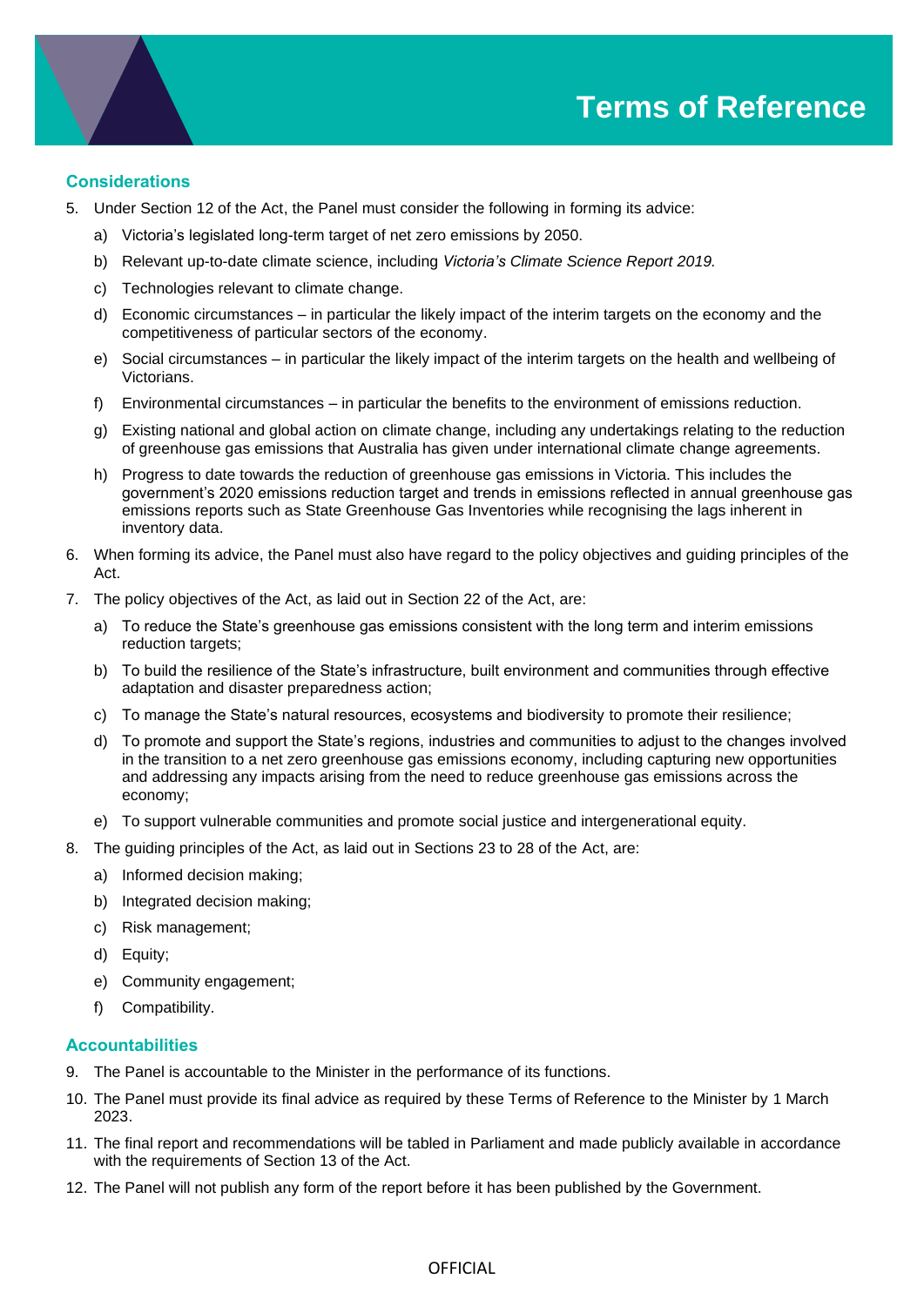# Terms of Reference

## Considerations

5. Under Section 12 of the Act, the Panel must consider the following in forming its advice:
   a) Victoria's legislated long-term target of net zero emissions by 2050.
   b) Relevant up-to-date climate science, including *Victoria's Climate Science Report 2019.*
   c) Technologies relevant to climate change.
   d) Economic circumstances – in particular the likely impact of the interim targets on the economy and the competitiveness of particular sectors of the economy.
   e) Social circumstances – in particular the likely impact of the interim targets on the health and wellbeing of Victorians.
   f) Environmental circumstances – in particular the benefits to the environment of emissions reduction.
   g) Existing national and global action on climate change, including any undertakings relating to the reduction of greenhouse gas emissions that Australia has given under international climate change agreements.
   h) Progress to date towards the reduction of greenhouse gas emissions in Victoria. This includes the government's 2020 emissions reduction target and trends in emissions reflected in annual greenhouse gas emissions reports such as State Greenhouse Gas Inventories while recognising the lags inherent in inventory data.
6. When forming its advice, the Panel must also have regard to the policy objectives and guiding principles of the Act.
7. The policy objectives of the Act, as laid out in Section 22 of the Act, are:
   a) To reduce the State's greenhouse gas emissions consistent with the long term and interim emissions reduction targets;
   b) To build the resilience of the State's infrastructure, built environment and communities through effective adaptation and disaster preparedness action;
   c) To manage the State's natural resources, ecosystems and biodiversity to promote their resilience;
   d) To promote and support the State's regions, industries and communities to adjust to the changes involved in the transition to a net zero greenhouse gas emissions economy, including capturing new opportunities and addressing any impacts arising from the need to reduce greenhouse gas emissions across the economy;
   e) To support vulnerable communities and promote social justice and intergenerational equity.
8. The guiding principles of the Act, as laid out in Sections 23 to 28 of the Act, are:
   a) Informed decision making;
   b) Integrated decision making;
   c) Risk management;
   d) Equity;
   e) Community engagement;
   f) Compatibility.

## Accountabilities

9. The Panel is accountable to the Minister in the performance of its functions.
10. The Panel must provide its final advice as required by these Terms of Reference to the Minister by 1 March 2023.
11. The final report and recommendations will be tabled in Parliament and made publicly available in accordance with the requirements of Section 13 of the Act.
12. The Panel will not publish any form of the report before it has been published by the Government.